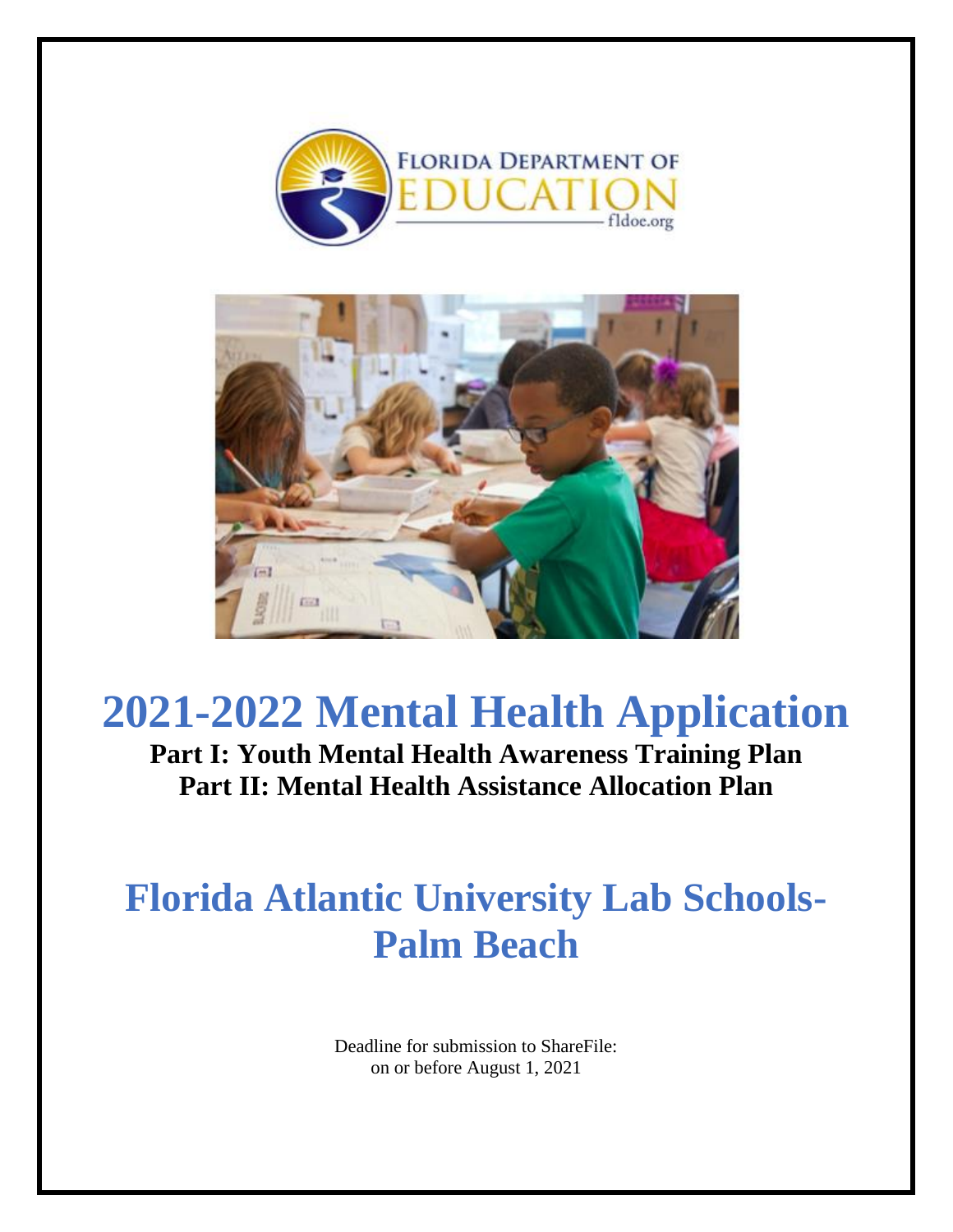# 2021-2022 Mental Health Application

**Part I: Youth Mental Health Awareness Training Plan**
**Part II: Mental Health Assistance Allocation Plan**

# Florida Atlantic University Lab Schools-Palm Beach

Deadline for submission to ShareFile:
on or before August 1, 2021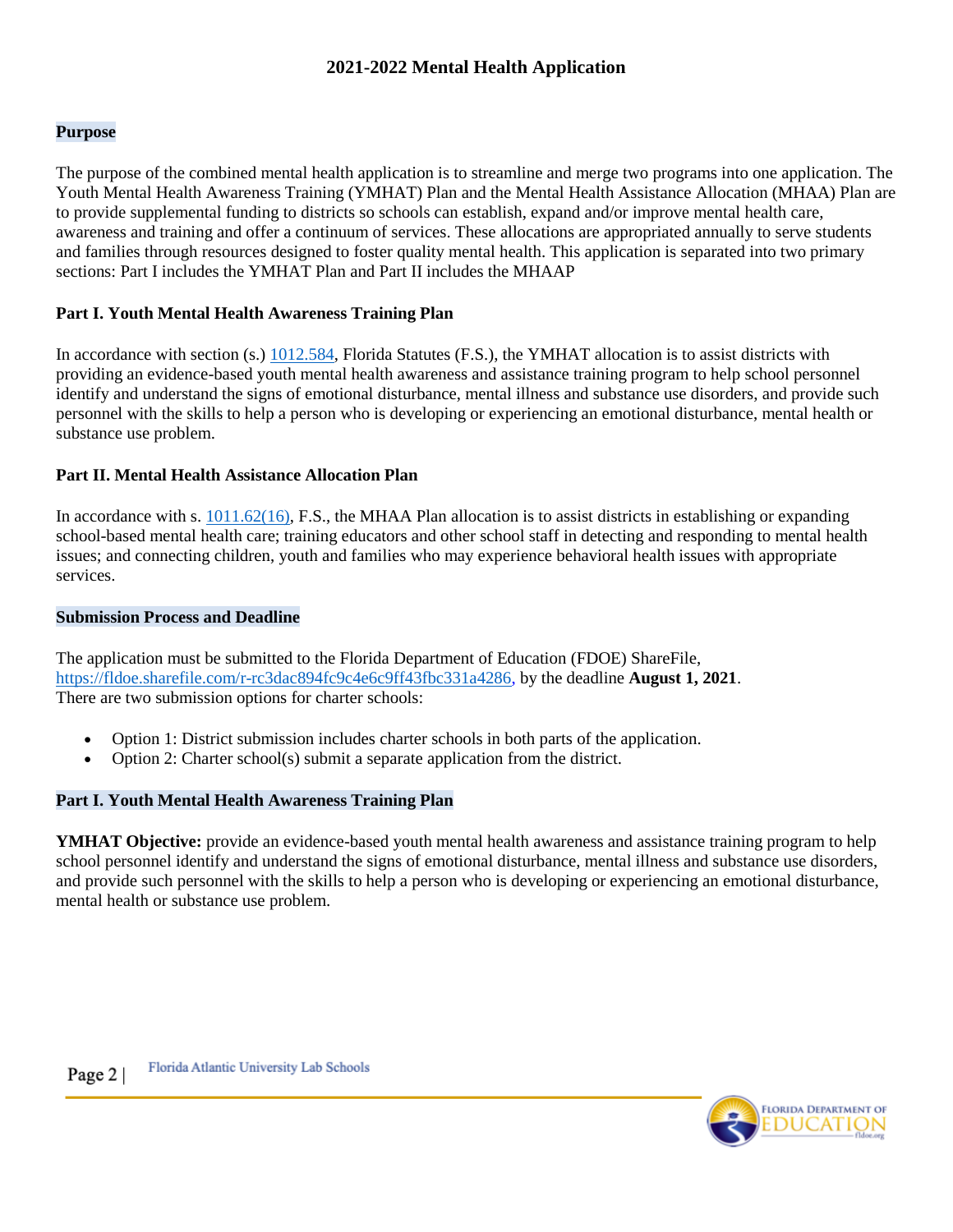## 2021-2022 Mental Health Application

### Purpose

The purpose of the combined mental health application is to streamline and merge two programs into one application. The Youth Mental Health Awareness Training (YMHAT) Plan and the Mental Health Assistance Allocation (MHAA) Plan are to provide supplemental funding to districts so schools can establish, expand and/or improve mental health care, awareness and training and offer a continuum of services. These allocations are appropriated annually to serve students and families through resources designed to foster quality mental health. This application is separated into two primary sections: Part I includes the YMHAT Plan and Part II includes the MHAAP

#### Part I. Youth Mental Health Awareness Training Plan

In accordance with section (s.) 1012.584, Florida Statutes (F.S.), the YMHAT allocation is to assist districts with providing an evidence-based youth mental health awareness and assistance training program to help school personnel identify and understand the signs of emotional disturbance, mental illness and substance use disorders, and provide such personnel with the skills to help a person who is developing or experiencing an emotional disturbance, mental health or substance use problem.

#### Part II. Mental Health Assistance Allocation Plan

In accordance with s. 1011.62(16), F.S., the MHAA Plan allocation is to assist districts in establishing or expanding school-based mental health care; training educators and other school staff in detecting and responding to mental health issues; and connecting children, youth and families who may experience behavioral health issues with appropriate services.

### Submission Process and Deadline

The application must be submitted to the Florida Department of Education (FDOE) ShareFile, https://fldoe.sharefile.com/r-rc3dac894fc9c4e6c9ff43fbc331a4286, by the deadline **August 1, 2021**.
There are two submission options for charter schools:

- Option 1: District submission includes charter schools in both parts of the application.
- Option 2: Charter school(s) submit a separate application from the district.

### Part I. Youth Mental Health Awareness Training Plan

**YMHAT Objective:** provide an evidence-based youth mental health awareness and assistance training program to help school personnel identify and understand the signs of emotional disturbance, mental illness and substance use disorders, and provide such personnel with the skills to help a person who is developing or experiencing an emotional disturbance, mental health or substance use problem.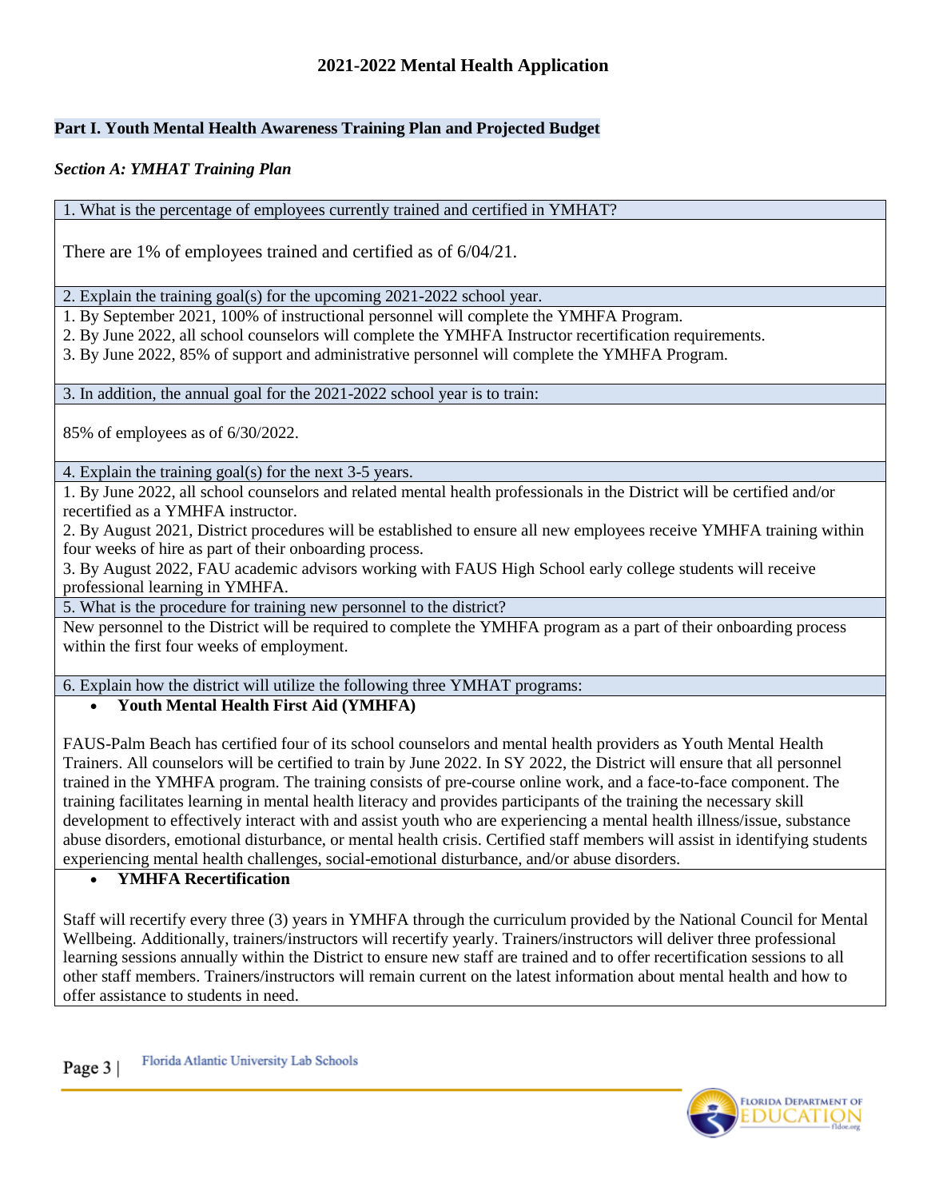## 2021-2022 Mental Health Application

### Part I. Youth Mental Health Awareness Training Plan and Projected Budget

#### *Section A: YMHAT Training Plan*

**1. What is the percentage of employees currently trained and certified in YMHAT?**

There are 1% of employees trained and certified as of 6/04/21.

**2. Explain the training goal(s) for the upcoming 2021-2022 school year.**

1. By September 2021, 100% of instructional personnel will complete the YMHFA Program.
2. By June 2022, all school counselors will complete the YMHFA Instructor recertification requirements.
3. By June 2022, 85% of support and administrative personnel will complete the YMHFA Program.

**3. In addition, the annual goal for the 2021-2022 school year is to train:**

85% of employees as of 6/30/2022.

**4. Explain the training goal(s) for the next 3-5 years.**

1. By June 2022, all school counselors and related mental health professionals in the District will be certified and/or recertified as a YMHFA instructor.
2. By August 2021, District procedures will be established to ensure all new employees receive YMHFA training within four weeks of hire as part of their onboarding process.
3. By August 2022, FAU academic advisors working with FAUS High School early college students will receive professional learning in YMHFA.

**5. What is the procedure for training new personnel to the district?**

New personnel to the District will be required to complete the YMHFA program as a part of their onboarding process within the first four weeks of employment.

**6. Explain how the district will utilize the following three YMHAT programs:**

- **Youth Mental Health First Aid (YMHFA)**

FAUS-Palm Beach has certified four of its school counselors and mental health providers as Youth Mental Health Trainers. All counselors will be certified to train by June 2022. In SY 2022, the District will ensure that all personnel trained in the YMHFA program. The training consists of pre-course online work, and a face-to-face component. The training facilitates learning in mental health literacy and provides participants of the training the necessary skill development to effectively interact with and assist youth who are experiencing a mental health illness/issue, substance abuse disorders, emotional disturbance, or mental health crisis. Certified staff members will assist in identifying students experiencing mental health challenges, social-emotional disturbance, and/or abuse disorders.

- **YMHFA Recertification**

Staff will recertify every three (3) years in YMHFA through the curriculum provided by the National Council for Mental Wellbeing. Additionally, trainers/instructors will recertify yearly. Trainers/instructors will deliver three professional learning sessions annually within the District to ensure new staff are trained and to offer recertification sessions to all other staff members. Trainers/instructors will remain current on the latest information about mental health and how to offer assistance to students in need.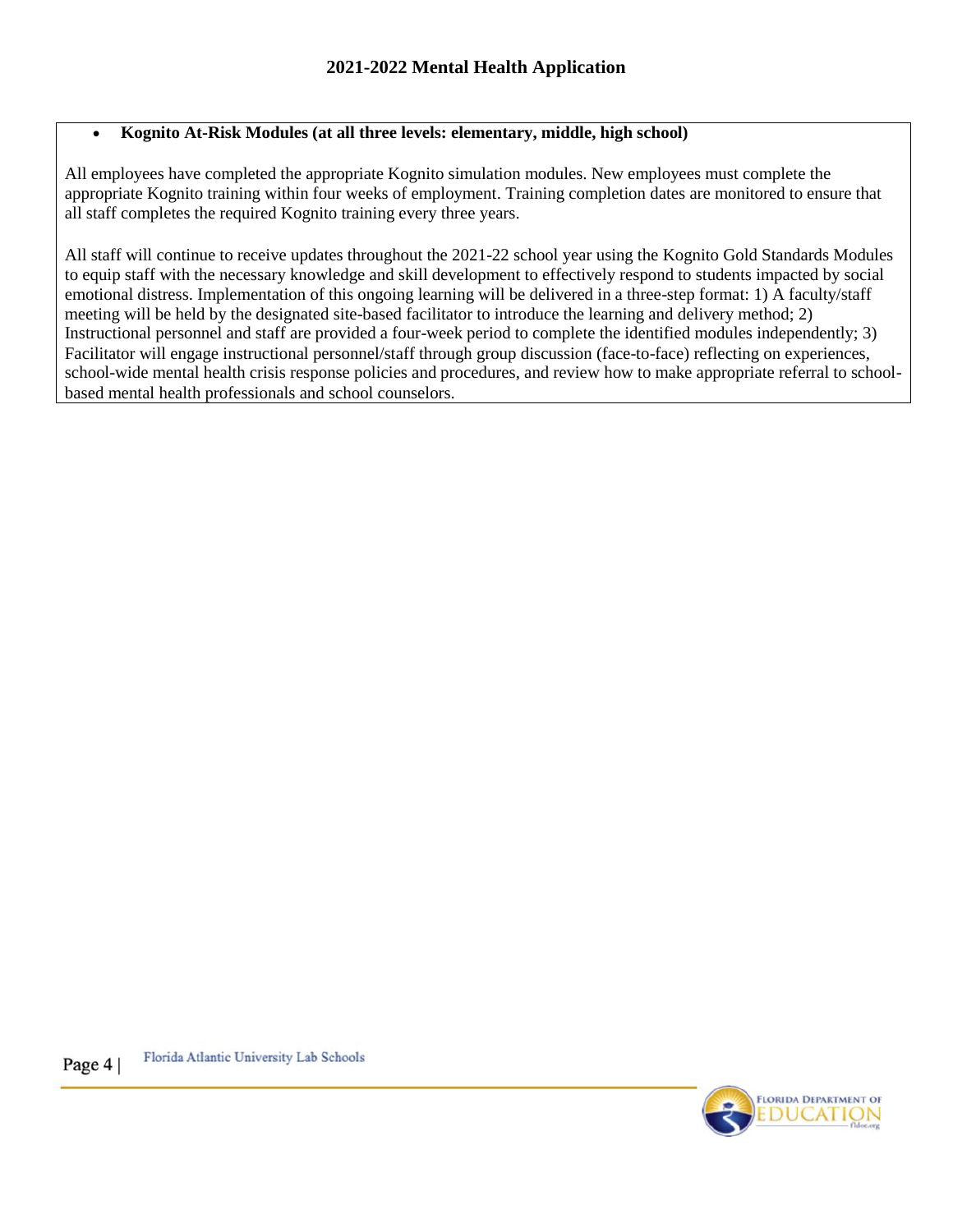- **Kognito At-Risk Modules (at all three levels: elementary, middle, high school)**

All employees have completed the appropriate Kognito simulation modules. New employees must complete the appropriate Kognito training within four weeks of employment. Training completion dates are monitored to ensure that all staff completes the required Kognito training every three years.

All staff will continue to receive updates throughout the 2021-22 school year using the Kognito Gold Standards Modules to equip staff with the necessary knowledge and skill development to effectively respond to students impacted by social emotional distress. Implementation of this ongoing learning will be delivered in a three-step format: 1) A faculty/staff meeting will be held by the designated site-based facilitator to introduce the learning and delivery method; 2) Instructional personnel and staff are provided a four-week period to complete the identified modules independently; 3) Facilitator will engage instructional personnel/staff through group discussion (face-to-face) reflecting on experiences, school-wide mental health crisis response policies and procedures, and review how to make appropriate referral to school-based mental health professionals and school counselors.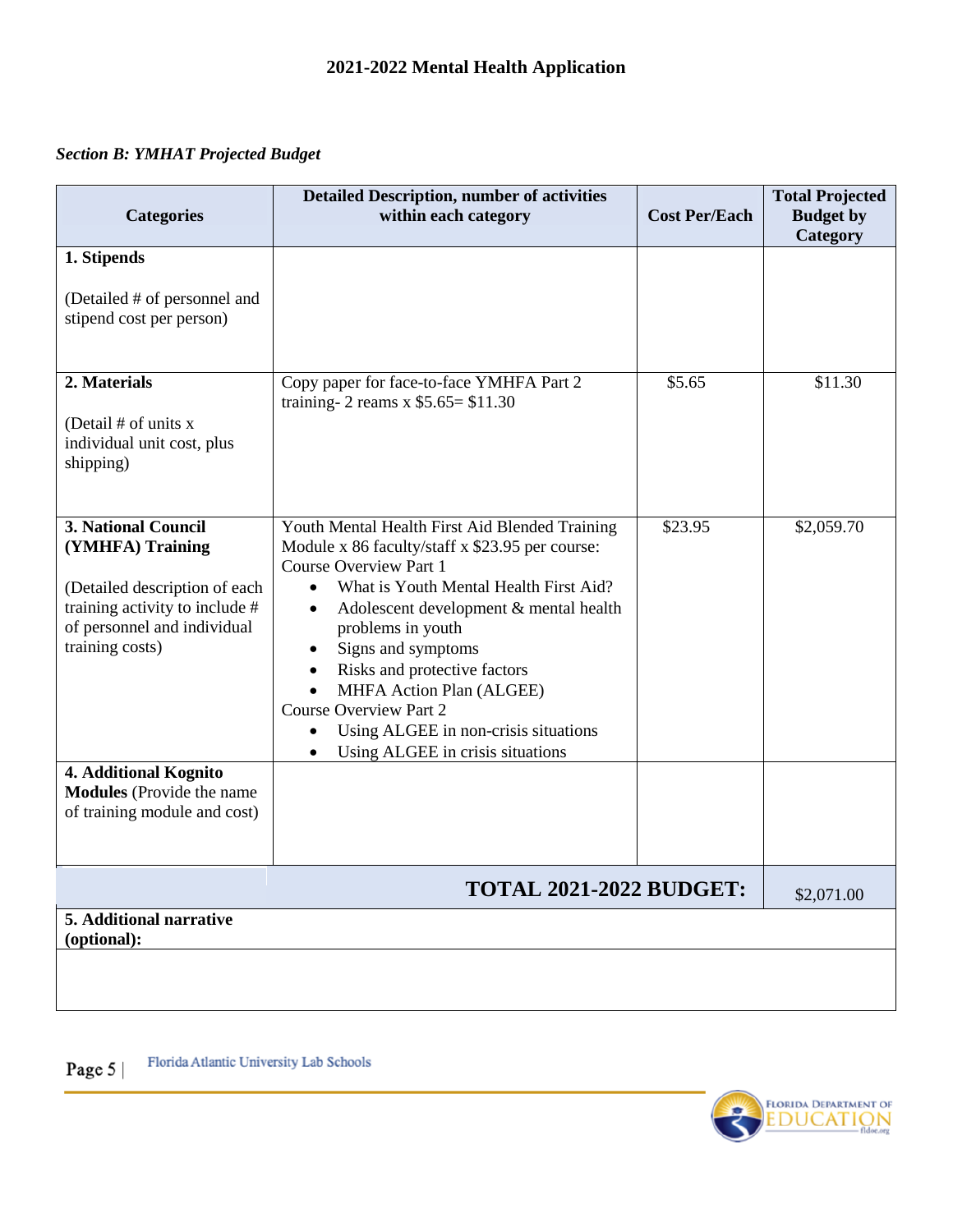## 2021-2022 Mental Health Application

### *Section B: YMHAT Projected Budget*

| Categories | Detailed Description, number of activities within each category | Cost Per/Each | Total Projected Budget by Category |
|---|---|---|---|
| **1. Stipends**<br><br>(Detailed # of personnel and stipend cost per person) | | | |
| **2. Materials**<br><br>(Detail # of units x individual unit cost, plus shipping) | Copy paper for face-to-face YMHFA Part 2 training- 2 reams x $5.65= $11.30 | $5.65 | $11.30 |
| **3. National Council (YMHFA) Training**<br><br>(Detailed description of each training activity to include # of personnel and individual training costs) | Youth Mental Health First Aid Blended Training Module x 86 faculty/staff x $23.95 per course:<br>Course Overview Part 1<br>• What is Youth Mental Health First Aid?<br>• Adolescent development & mental health problems in youth<br>• Signs and symptoms<br>• Risks and protective factors<br>• MHFA Action Plan (ALGEE)<br>Course Overview Part 2<br>• Using ALGEE in non-crisis situations<br>• Using ALGEE in crisis situations | $23.95 | $2,059.70 |
| **4. Additional Kognito Modules** (Provide the name of training module and cost) | | | |
| | **TOTAL 2021-2022 BUDGET:** | | $2,071.00 |
| **5. Additional narrative (optional):** | | | |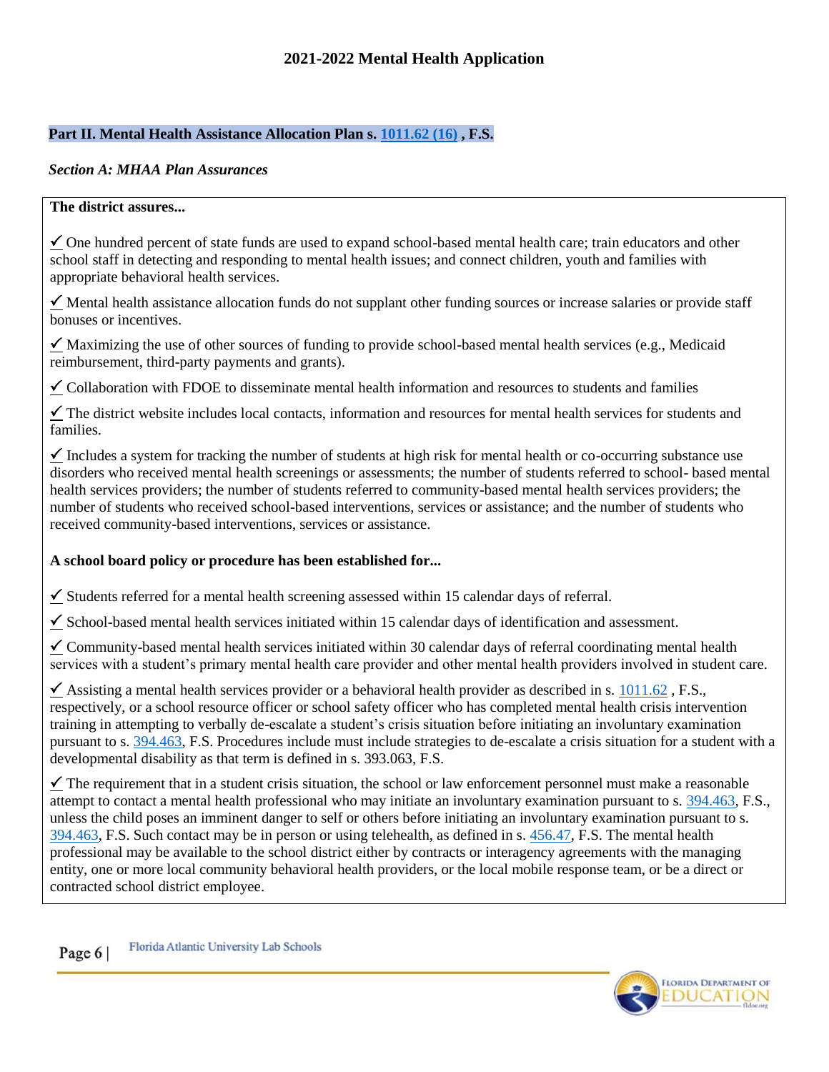## 2021-2022 Mental Health Application

### Part II. Mental Health Assistance Allocation Plan s. 1011.62 (16) , F.S.

*Section A: MHAA Plan Assurances*

**The district assures...**

✓ One hundred percent of state funds are used to expand school-based mental health care; train educators and other school staff in detecting and responding to mental health issues; and connect children, youth and families with appropriate behavioral health services.

✓ Mental health assistance allocation funds do not supplant other funding sources or increase salaries or provide staff bonuses or incentives.

✓ Maximizing the use of other sources of funding to provide school-based mental health services (e.g., Medicaid reimbursement, third-party payments and grants).

✓ Collaboration with FDOE to disseminate mental health information and resources to students and families

✓ The district website includes local contacts, information and resources for mental health services for students and families.

✓ Includes a system for tracking the number of students at high risk for mental health or co-occurring substance use disorders who received mental health screenings or assessments; the number of students referred to school- based mental health services providers; the number of students referred to community-based mental health services providers; the number of students who received school-based interventions, services or assistance; and the number of students who received community-based interventions, services or assistance.

**A school board policy or procedure has been established for...**

✓ Students referred for a mental health screening assessed within 15 calendar days of referral.

✓ School-based mental health services initiated within 15 calendar days of identification and assessment.

✓ Community-based mental health services initiated within 30 calendar days of referral coordinating mental health services with a student's primary mental health care provider and other mental health providers involved in student care.

✓ Assisting a mental health services provider or a behavioral health provider as described in s. 1011.62 , F.S., respectively, or a school resource officer or school safety officer who has completed mental health crisis intervention training in attempting to verbally de-escalate a student's crisis situation before initiating an involuntary examination pursuant to s. 394.463, F.S. Procedures include must include strategies to de-escalate a crisis situation for a student with a developmental disability as that term is defined in s. 393.063, F.S.

✓ The requirement that in a student crisis situation, the school or law enforcement personnel must make a reasonable attempt to contact a mental health professional who may initiate an involuntary examination pursuant to s. 394.463, F.S., unless the child poses an imminent danger to self or others before initiating an involuntary examination pursuant to s. 394.463, F.S. Such contact may be in person or using telehealth, as defined in s. 456.47, F.S. The mental health professional may be available to the school district either by contracts or interagency agreements with the managing entity, one or more local community behavioral health providers, or the local mobile response team, or be a direct or contracted school district employee.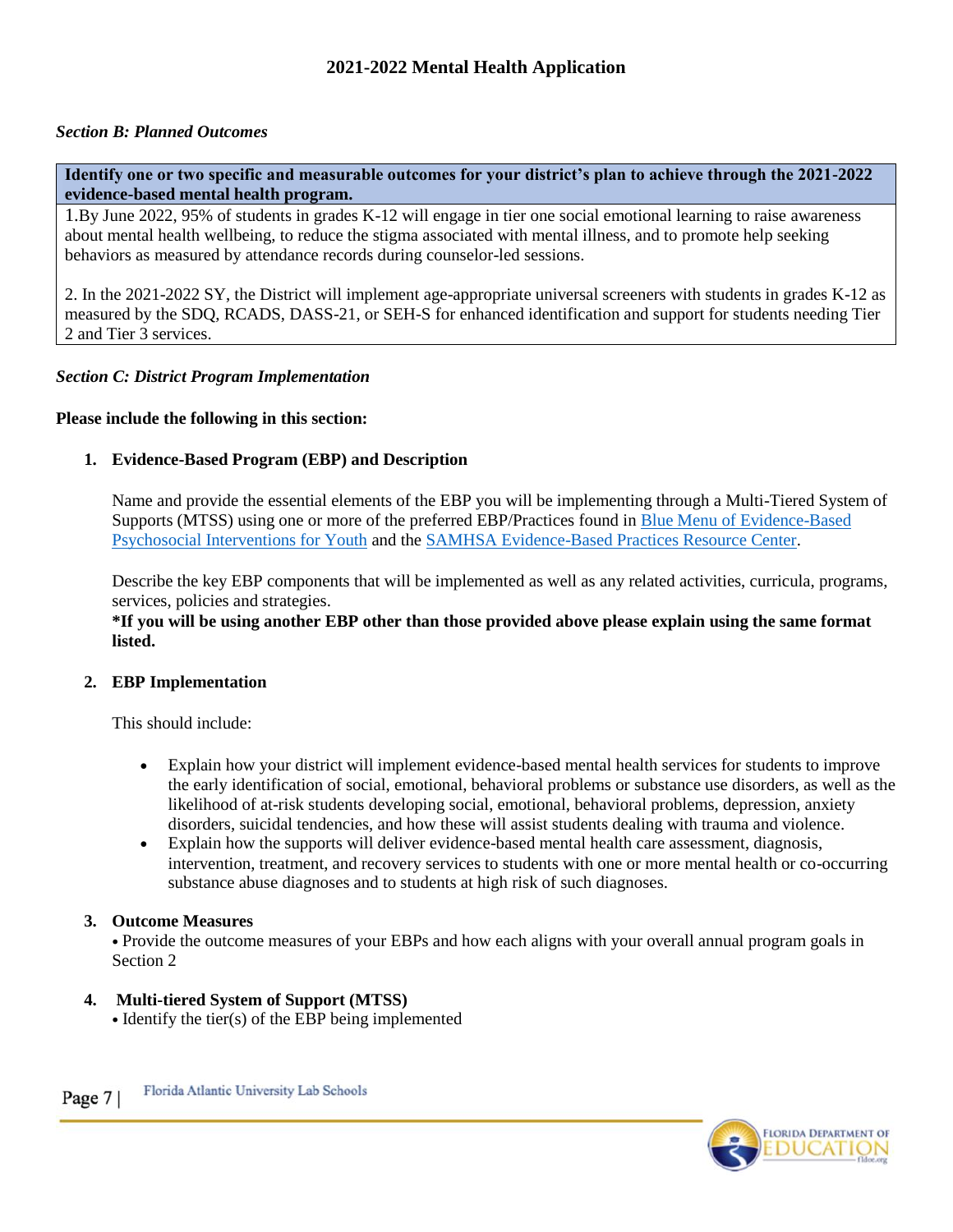## 2021-2022 Mental Health Application

### *Section B: Planned Outcomes*

| **Identify one or two specific and measurable outcomes for your district's plan to achieve through the 2021-2022 evidence-based mental health program.** |
| --- |
| 1.By June 2022, 95% of students in grades K-12 will engage in tier one social emotional learning to raise awareness about mental health wellbeing, to reduce the stigma associated with mental illness, and to promote help seeking behaviors as measured by attendance records during counselor-led sessions.<br><br>2. In the 2021-2022 SY, the District will implement age-appropriate universal screeners with students in grades K-12 as measured by the SDQ, RCADS, DASS-21, or SEH-S for enhanced identification and support for students needing Tier 2 and Tier 3 services. |

### *Section C: District Program Implementation*

**Please include the following in this section:**

1. **Evidence-Based Program (EBP) and Description**

   Name and provide the essential elements of the EBP you will be implementing through a Multi-Tiered System of Supports (MTSS) using one or more of the preferred EBP/Practices found in Blue Menu of Evidence-Based Psychosocial Interventions for Youth and the SAMHSA Evidence-Based Practices Resource Center.

   Describe the key EBP components that will be implemented as well as any related activities, curricula, programs, services, policies and strategies.
   **\*If you will be using another EBP other than those provided above please explain using the same format listed.**

2. **EBP Implementation**

   This should include:

   - Explain how your district will implement evidence-based mental health services for students to improve the early identification of social, emotional, behavioral problems or substance use disorders, as well as the likelihood of at-risk students developing social, emotional, behavioral problems, depression, anxiety disorders, suicidal tendencies, and how these will assist students dealing with trauma and violence.
   - Explain how the supports will deliver evidence-based mental health care assessment, diagnosis, intervention, treatment, and recovery services to students with one or more mental health or co-occurring substance abuse diagnoses and to students at high risk of such diagnoses.

3. **Outcome Measures**
   - Provide the outcome measures of your EBPs and how each aligns with your overall annual program goals in Section 2

4. **Multi-tiered System of Support (MTSS)**
   - Identify the tier(s) of the EBP being implemented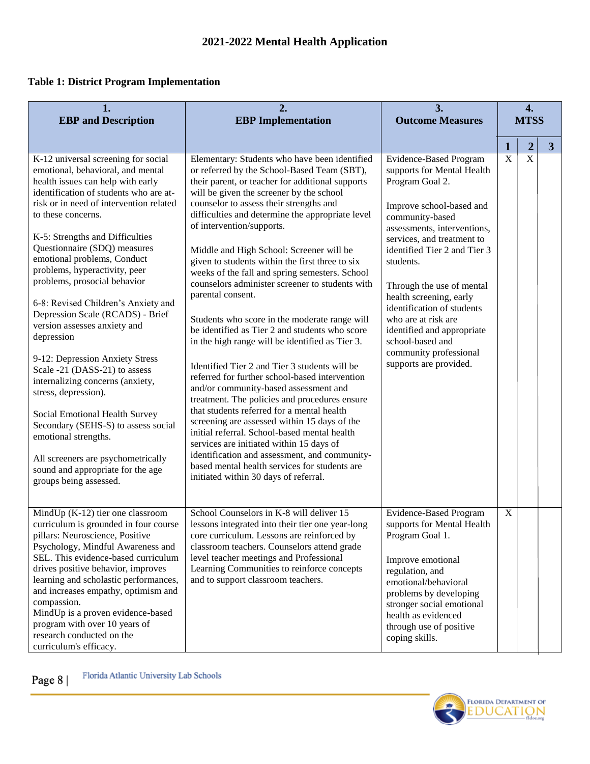## 2021-2022 Mental Health Application

### Table 1: District Program Implementation

| 1. EBP and Description | 2. EBP Implementation | 3. Outcome Measures | 4. MTSS | | |
|---|---|---|---|---|---|
| | | | 1 | 2 | 3 |
| K-12 universal screening for social emotional, behavioral, and mental health issues can help with early identification of students who are at-risk or in need of intervention related to these concerns.<br><br>K-5: Strengths and Difficulties Questionnaire (SDQ) measures emotional problems, Conduct problems, hyperactivity, peer problems, prosocial behavior<br><br>6-8: Revised Children's Anxiety and Depression Scale (RCADS) - Brief version assesses anxiety and depression<br><br>9-12: Depression Anxiety Stress Scale -21 (DASS-21) to assess internalizing concerns (anxiety, stress, depression).<br><br>Social Emotional Health Survey Secondary (SEHS-S) to assess social emotional strengths.<br><br>All screeners are psychometrically sound and appropriate for the age groups being assessed. | Elementary: Students who have been identified or referred by the School-Based Team (SBT), their parent, or teacher for additional supports will be given the screener by the school counselor to assess their strengths and difficulties and determine the appropriate level of intervention/supports.<br><br>Middle and High School: Screener will be given to students within the first three to six weeks of the fall and spring semesters. School counselors administer screener to students with parental consent.<br><br>Students who score in the moderate range will be identified as Tier 2 and students who score in the high range will be identified as Tier 3.<br><br>Identified Tier 2 and Tier 3 students will be referred for further school-based intervention and/or community-based assessment and treatment. The policies and procedures ensure that students referred for a mental health screening are assessed within 15 days of the initial referral. School-based mental health services are initiated within 15 days of identification and assessment, and community-based mental health services for students are initiated within 30 days of referral. | Evidence-Based Program supports for Mental Health Program Goal 2.<br><br>Improve school-based and community-based assessments, interventions, services, and treatment to identified Tier 2 and Tier 3 students.<br><br>Through the use of mental health screening, early identification of students who are at risk are identified and appropriate school-based and community professional supports are provided. | X | X | |
| MindUp (K-12) tier one classroom curriculum is grounded in four course pillars: Neuroscience, Positive Psychology, Mindful Awareness and SEL. This evidence-based curriculum drives positive behavior, improves learning and scholastic performances, and increases empathy, optimism and compassion.<br>MindUp is a proven evidence-based program with over 10 years of research conducted on the curriculum's efficacy. | School Counselors in K-8 will deliver 15 lessons integrated into their tier one year-long core curriculum. Lessons are reinforced by classroom teachers. Counselors attend grade level teacher meetings and Professional Learning Communities to reinforce concepts and to support classroom teachers. | Evidence-Based Program supports for Mental Health Program Goal 1.<br><br>Improve emotional regulation, and emotional/behavioral problems by developing stronger social emotional health as evidenced through use of positive coping skills. | X | | |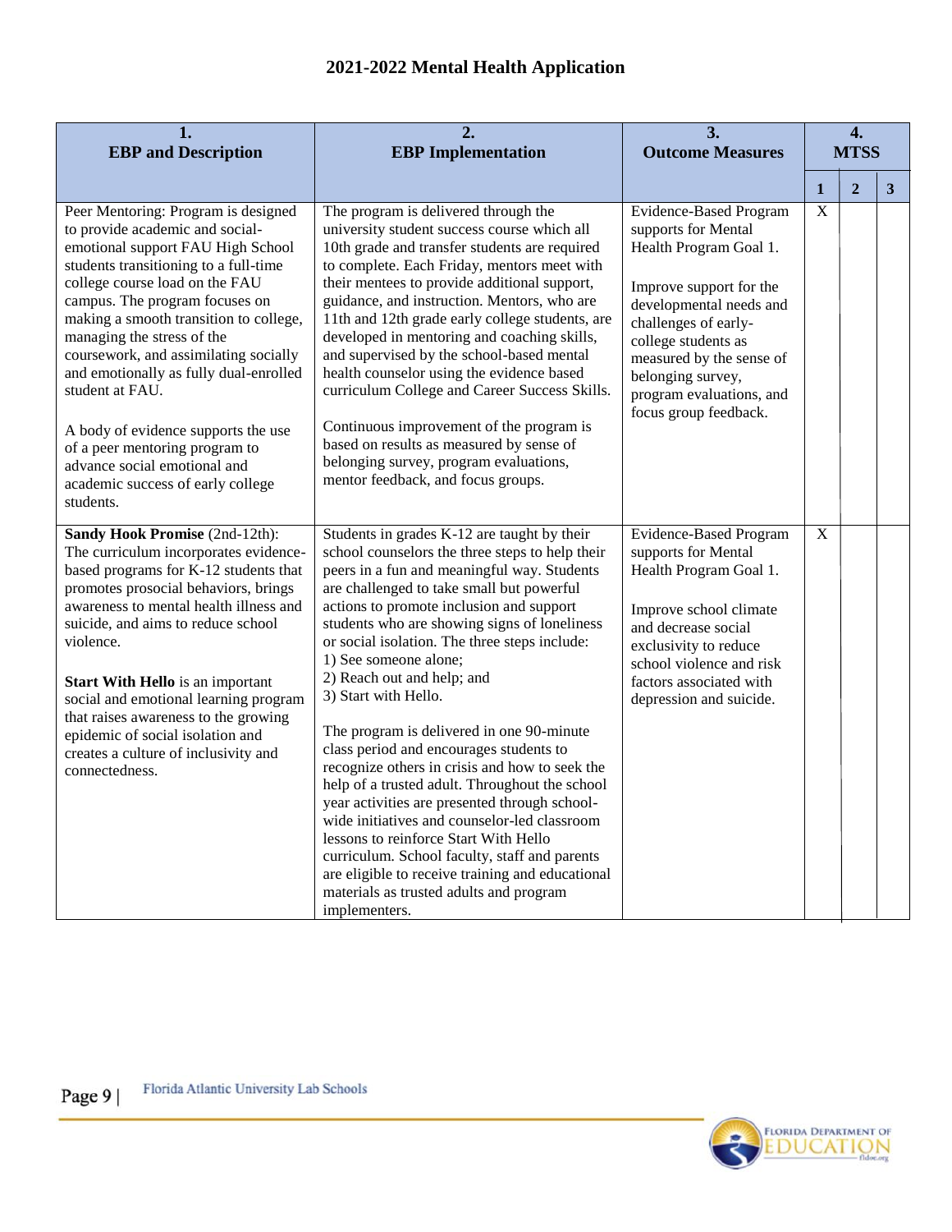# 2021-2022 Mental Health Application

| 1. EBP and Description | 2. EBP Implementation | 3. Outcome Measures | 4. MTSS | | |
|---|---|---|---|---|---|
| | | | 1 | 2 | 3 |
| Peer Mentoring: Program is designed to provide academic and social-emotional support FAU High School students transitioning to a full-time college course load on the FAU campus. The program focuses on making a smooth transition to college, managing the stress of the coursework, and assimilating socially and emotionally as fully dual-enrolled student at FAU.<br><br>A body of evidence supports the use of a peer mentoring program to advance social emotional and academic success of early college students. | The program is delivered through the university student success course which all 10th grade and transfer students are required to complete. Each Friday, mentors meet with their mentees to provide additional support, guidance, and instruction. Mentors, who are 11th and 12th grade early college students, are developed in mentoring and coaching skills, and supervised by the school-based mental health counselor using the evidence based curriculum College and Career Success Skills.<br><br>Continuous improvement of the program is based on results as measured by sense of belonging survey, program evaluations, mentor feedback, and focus groups. | Evidence-Based Program supports for Mental Health Program Goal 1.<br><br>Improve support for the developmental needs and challenges of early-college students as measured by the sense of belonging survey, program evaluations, and focus group feedback. | X | | |
| **Sandy Hook Promise** (2nd-12th): The curriculum incorporates evidence-based programs for K-12 students that promotes prosocial behaviors, brings awareness to mental health illness and suicide, and aims to reduce school violence.<br><br>**Start With Hello** is an important social and emotional learning program that raises awareness to the growing epidemic of social isolation and creates a culture of inclusivity and connectedness. | Students in grades K-12 are taught by their school counselors the three steps to help their peers in a fun and meaningful way. Students are challenged to take small but powerful actions to promote inclusion and support students who are showing signs of loneliness or social isolation. The three steps include:<br>1) See someone alone;<br>2) Reach out and help; and<br>3) Start with Hello.<br><br>The program is delivered in one 90-minute class period and encourages students to recognize others in crisis and how to seek the help of a trusted adult. Throughout the school year activities are presented through school-wide initiatives and counselor-led classroom lessons to reinforce Start With Hello curriculum. School faculty, staff and parents are eligible to receive training and educational materials as trusted adults and program implementers. | Evidence-Based Program supports for Mental Health Program Goal 1.<br><br>Improve school climate and decrease social exclusivity to reduce school violence and risk factors associated with depression and suicide. | X | | |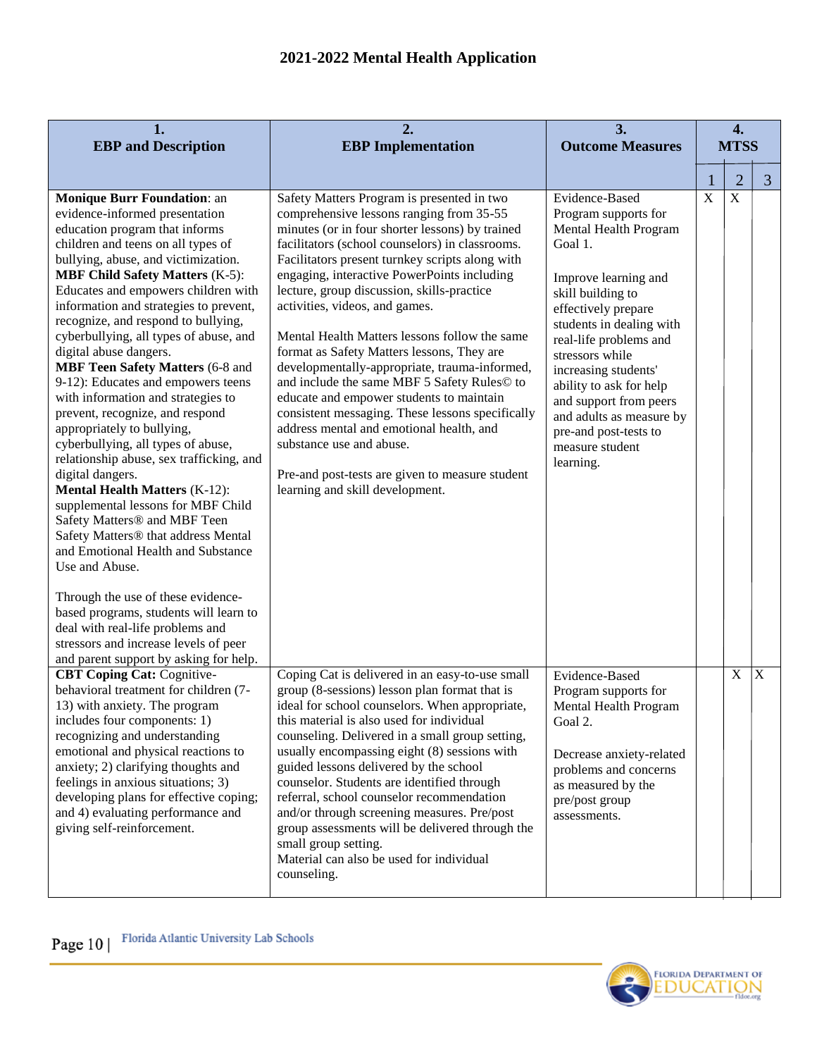## 2021-2022 Mental Health Application

| 1. EBP and Description | 2. EBP Implementation | 3. Outcome Measures | 4. MTSS | | |
|---|---|---|---|---|---|
| | | | 1 | 2 | 3 |
| **Monique Burr Foundation**: an evidence-informed presentation education program that informs children and teens on all types of bullying, abuse, and victimization.<br>**MBF Child Safety Matters** (K-5): Educates and empowers children with information and strategies to prevent, recognize, and respond to bullying, cyberbullying, all types of abuse, and digital abuse dangers.<br>**MBF Teen Safety Matters** (6-8 and 9-12): Educates and empowers teens with information and strategies to prevent, recognize, and respond appropriately to bullying, cyberbullying, all types of abuse, relationship abuse, sex trafficking, and digital dangers.<br>**Mental Health Matters** (K-12): supplemental lessons for MBF Child Safety Matters® and MBF Teen Safety Matters® that address Mental and Emotional Health and Substance Use and Abuse.<br><br>Through the use of these evidence-based programs, students will learn to deal with real-life problems and stressors and increase levels of peer and parent support by asking for help. | Safety Matters Program is presented in two comprehensive lessons ranging from 35-55 minutes (or in four shorter lessons) by trained facilitators (school counselors) in classrooms. Facilitators present turnkey scripts along with engaging, interactive PowerPoints including lecture, group discussion, skills-practice activities, videos, and games.<br><br>Mental Health Matters lessons follow the same format as Safety Matters lessons, They are developmentally-appropriate, trauma-informed, and include the same MBF 5 Safety Rules© to educate and empower students to maintain consistent messaging. These lessons specifically address mental and emotional health, and substance use and abuse.<br><br>Pre-and post-tests are given to measure student learning and skill development. | Evidence-Based Program supports for Mental Health Program Goal 1.<br><br>Improve learning and skill building to effectively prepare students in dealing with real-life problems and stressors while increasing students' ability to ask for help and support from peers and adults as measure by pre-and post-tests to measure student learning. | X | X | |
| **CBT Coping Cat:** Cognitive-behavioral treatment for children (7-13) with anxiety. The program includes four components: 1) recognizing and understanding emotional and physical reactions to anxiety; 2) clarifying thoughts and feelings in anxious situations; 3) developing plans for effective coping; and 4) evaluating performance and giving self-reinforcement. | Coping Cat is delivered in an easy-to-use small group (8-sessions) lesson plan format that is ideal for school counselors. When appropriate, this material is also used for individual counseling. Delivered in a small group setting, usually encompassing eight (8) sessions with guided lessons delivered by the school counselor. Students are identified through referral, school counselor recommendation and/or through screening measures. Pre/post group assessments will be delivered through the small group setting.<br>Material can also be used for individual counseling. | Evidence-Based Program supports for Mental Health Program Goal 2.<br><br>Decrease anxiety-related problems and concerns as measured by the pre/post group assessments. | | X | X |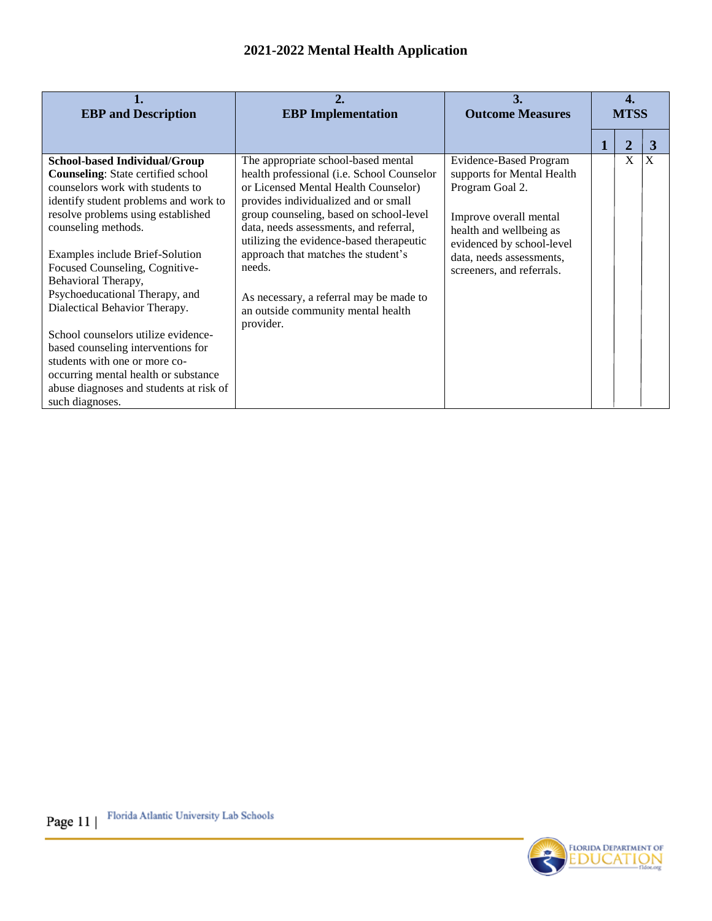## 2021-2022 Mental Health Application

| 1. EBP and Description | 2. EBP Implementation | 3. Outcome Measures | 4. MTSS | | |
|---|---|---|---|---|---|
| | | | 1 | 2 | 3 |
| **School-based Individual/Group Counseling**: State certified school counselors work with students to identify student problems and work to resolve problems using established counseling methods.<br><br>Examples include Brief-Solution Focused Counseling, Cognitive-Behavioral Therapy, Psychoeducational Therapy, and Dialectical Behavior Therapy.<br><br>School counselors utilize evidence-based counseling interventions for students with one or more co-occurring mental health or substance abuse diagnoses and students at risk of such diagnoses. | The appropriate school-based mental health professional (i.e. School Counselor or Licensed Mental Health Counselor) provides individualized and or small group counseling, based on school-level data, needs assessments, and referral, utilizing the evidence-based therapeutic approach that matches the student's needs.<br><br>As necessary, a referral may be made to an outside community mental health provider. | Evidence-Based Program supports for Mental Health Program Goal 2.<br><br>Improve overall mental health and wellbeing as evidenced by school-level data, needs assessments, screeners, and referrals. | | X | X |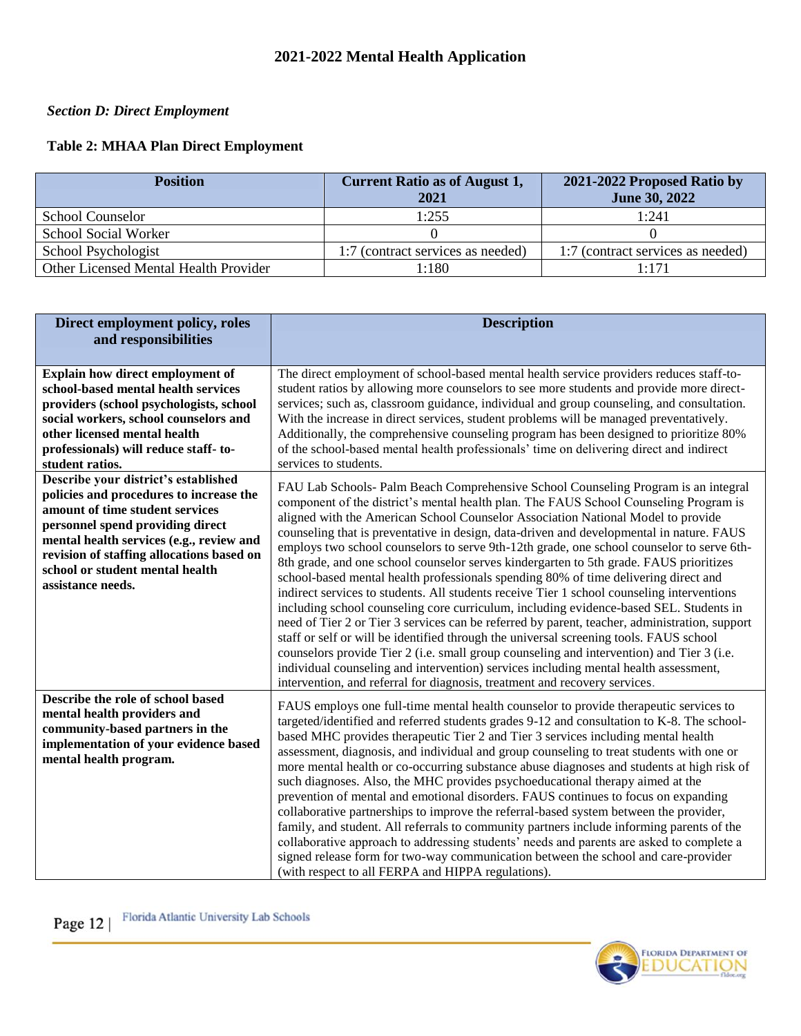## 2021-2022 Mental Health Application

### *Section D: Direct Employment*

**Table 2: MHAA Plan Direct Employment**

| Position | Current Ratio as of August 1, 2021 | 2021-2022 Proposed Ratio by June 30, 2022 |
|---|---|---|
| School Counselor | 1:255 | 1:241 |
| School Social Worker | 0 | 0 |
| School Psychologist | 1:7 (contract services as needed) | 1:7 (contract services as needed) |
| Other Licensed Mental Health Provider | 1:180 | 1:171 |

| Direct employment policy, roles and responsibilities | Description |
|---|---|
| **Explain how direct employment of school-based mental health services providers (school psychologists, school social workers, school counselors and other licensed mental health professionals) will reduce staff- to-student ratios.** | The direct employment of school-based mental health service providers reduces staff-to-student ratios by allowing more counselors to see more students and provide more direct-services; such as, classroom guidance, individual and group counseling, and consultation. With the increase in direct services, student problems will be managed preventatively. Additionally, the comprehensive counseling program has been designed to prioritize 80% of the school-based mental health professionals' time on delivering direct and indirect services to students. |
| **Describe your district's established policies and procedures to increase the amount of time student services personnel spend providing direct mental health services (e.g., review and revision of staffing allocations based on school or student mental health assistance needs.** | FAU Lab Schools- Palm Beach Comprehensive School Counseling Program is an integral component of the district's mental health plan. The FAUS School Counseling Program is aligned with the American School Counselor Association National Model to provide counseling that is preventative in design, data-driven and developmental in nature. FAUS employs two school counselors to serve 9th-12th grade, one school counselor to serve 6th-8th grade, and one school counselor serves kindergarten to 5th grade. FAUS prioritizes school-based mental health professionals spending 80% of time delivering direct and indirect services to students. All students receive Tier 1 school counseling interventions including school counseling core curriculum, including evidence-based SEL. Students in need of Tier 2 or Tier 3 services can be referred by parent, teacher, administration, support staff or self or will be identified through the universal screening tools. FAUS school counselors provide Tier 2 (i.e. small group counseling and intervention) and Tier 3 (i.e. individual counseling and intervention) services including mental health assessment, intervention, and referral for diagnosis, treatment and recovery services. |
| **Describe the role of school based mental health providers and community-based partners in the implementation of your evidence based mental health program.** | FAUS employs one full-time mental health counselor to provide therapeutic services to targeted/identified and referred students grades 9-12 and consultation to K-8. The school-based MHC provides therapeutic Tier 2 and Tier 3 services including mental health assessment, diagnosis, and individual and group counseling to treat students with one or more mental health or co-occurring substance abuse diagnoses and students at high risk of such diagnoses. Also, the MHC provides psychoeducational therapy aimed at the prevention of mental and emotional disorders. FAUS continues to focus on expanding collaborative partnerships to improve the referral-based system between the provider, family, and student. All referrals to community partners include informing parents of the collaborative approach to addressing students' needs and parents are asked to complete a signed release form for two-way communication between the school and care-provider (with respect to all FERPA and HIPPA regulations). |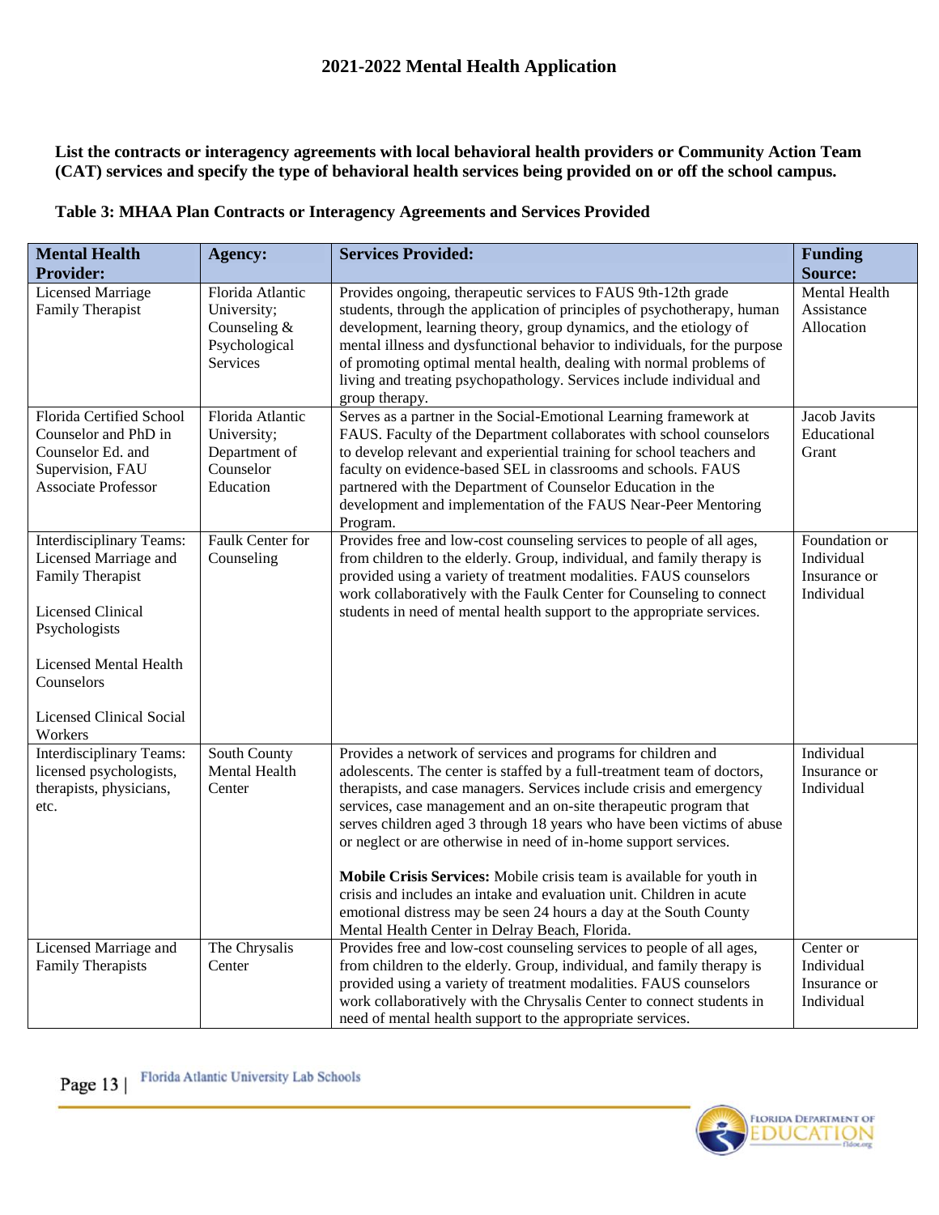## 2021-2022 Mental Health Application

**List the contracts or interagency agreements with local behavioral health providers or Community Action Team (CAT) services and specify the type of behavioral health services being provided on or off the school campus.**

**Table 3: MHAA Plan Contracts or Interagency Agreements and Services Provided**

| Mental Health Provider: | Agency: | Services Provided: | Funding Source: |
|---|---|---|---|
| Licensed Marriage Family Therapist | Florida Atlantic University; Counseling & Psychological Services | Provides ongoing, therapeutic services to FAUS 9th-12th grade students, through the application of principles of psychotherapy, human development, learning theory, group dynamics, and the etiology of mental illness and dysfunctional behavior to individuals, for the purpose of promoting optimal mental health, dealing with normal problems of living and treating psychopathology. Services include individual and group therapy. | Mental Health Assistance Allocation |
| Florida Certified School Counselor and PhD in Counselor Ed. and Supervision, FAU Associate Professor | Florida Atlantic University; Department of Counselor Education | Serves as a partner in the Social-Emotional Learning framework at FAUS. Faculty of the Department collaborates with school counselors to develop relevant and experiential training for school teachers and faculty on evidence-based SEL in classrooms and schools. FAUS partnered with the Department of Counselor Education in the development and implementation of the FAUS Near-Peer Mentoring Program. | Jacob Javits Educational Grant |
| Interdisciplinary Teams: Licensed Marriage and Family Therapist<br><br>Licensed Clinical Psychologists<br><br>Licensed Mental Health Counselors<br><br>Licensed Clinical Social Workers | Faulk Center for Counseling | Provides free and low-cost counseling services to people of all ages, from children to the elderly. Group, individual, and family therapy is provided using a variety of treatment modalities. FAUS counselors work collaboratively with the Faulk Center for Counseling to connect students in need of mental health support to the appropriate services. | Foundation or Individual Insurance or Individual |
| Interdisciplinary Teams: licensed psychologists, therapists, physicians, etc. | South County Mental Health Center | Provides a network of services and programs for children and adolescents. The center is staffed by a full-treatment team of doctors, therapists, and case managers. Services include crisis and emergency services, case management and an on-site therapeutic program that serves children aged 3 through 18 years who have been victims of abuse or neglect or are otherwise in need of in-home support services.<br><br>**Mobile Crisis Services:** Mobile crisis team is available for youth in crisis and includes an intake and evaluation unit. Children in acute emotional distress may be seen 24 hours a day at the South County Mental Health Center in Delray Beach, Florida. | Individual Insurance or Individual |
| Licensed Marriage and Family Therapists | The Chrysalis Center | Provides free and low-cost counseling services to people of all ages, from children to the elderly. Group, individual, and family therapy is provided using a variety of treatment modalities. FAUS counselors work collaboratively with the Chrysalis Center to connect students in need of mental health support to the appropriate services. | Center or Individual Insurance or Individual |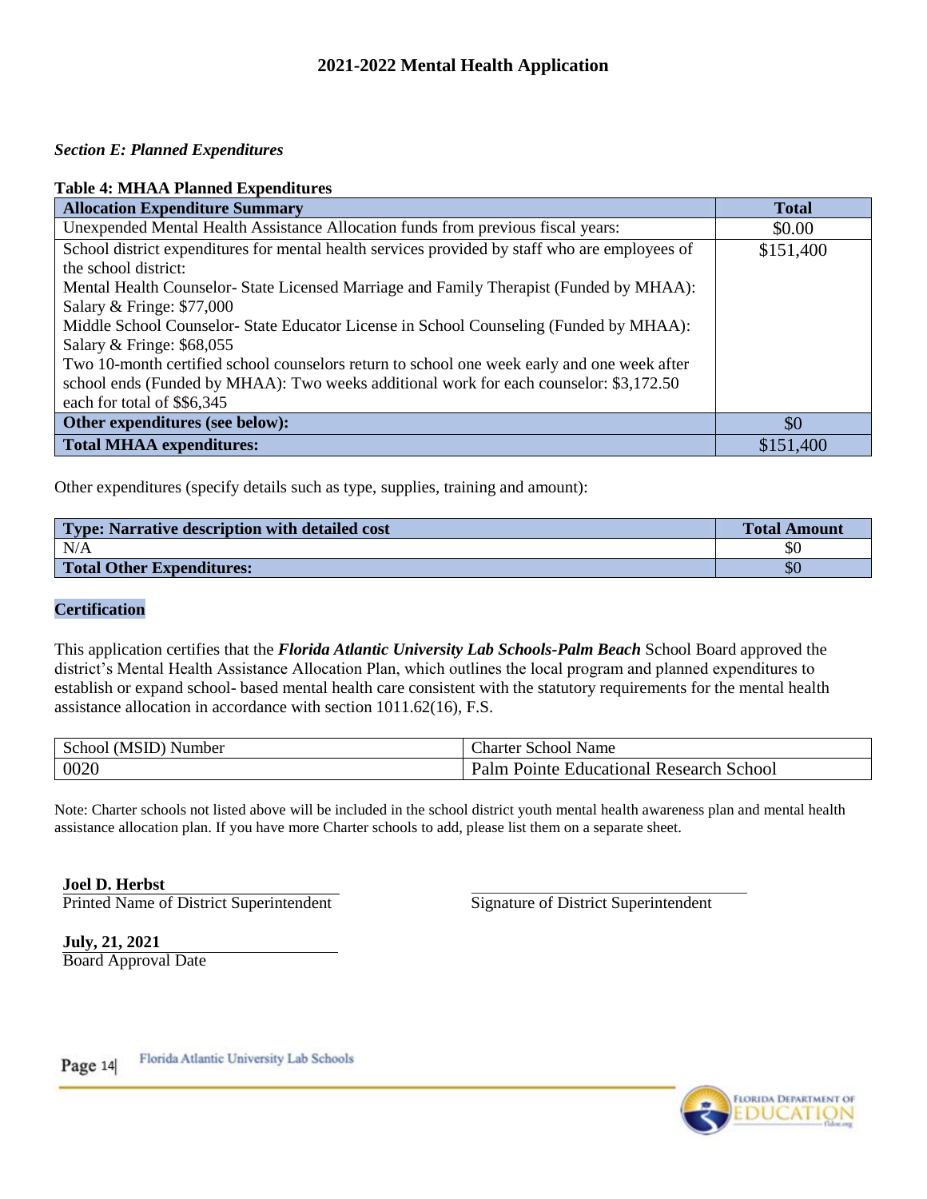## 2021-2022 Mental Health Application

### *Section E: Planned Expenditures*

**Table 4: MHAA Planned Expenditures**

| **Allocation Expenditure Summary** | **Total** |
|---|---|
| Unexpended Mental Health Assistance Allocation funds from previous fiscal years: | $0.00 |
| School district expenditures for mental health services provided by staff who are employees of the school district:<br>Mental Health Counselor- State Licensed Marriage and Family Therapist (Funded by MHAA): Salary & Fringe: $77,000<br>Middle School Counselor- State Educator License in School Counseling (Funded by MHAA): Salary & Fringe: $68,055<br>Two 10-month certified school counselors return to school one week early and one week after school ends (Funded by MHAA): Two weeks additional work for each counselor: $3,172.50 each for total of $$6,345 | $151,400 |
| **Other expenditures (see below):** | $0 |
| **Total MHAA expenditures:** | $151,400 |

Other expenditures (specify details such as type, supplies, training and amount):

| **Type: Narrative description with detailed cost** | **Total Amount** |
|---|---|
| N/A | $0 |
| **Total Other Expenditures:** | $0 |

### Certification

This application certifies that the ***Florida Atlantic University Lab Schools-Palm Beach*** School Board approved the district's Mental Health Assistance Allocation Plan, which outlines the local program and planned expenditures to establish or expand school- based mental health care consistent with the statutory requirements for the mental health assistance allocation in accordance with section 1011.62(16), F.S.

| School (MSID) Number | Charter School Name |
|---|---|
| 0020 | Palm Pointe Educational Research School |

Note: Charter schools not listed above will be included in the school district youth mental health awareness plan and mental health assistance allocation plan. If you have more Charter schools to add, please list them on a separate sheet.

**Joel D. Herbst**
Printed Name of District Superintendent

Signature of District Superintendent

**July, 21, 2021**
Board Approval Date